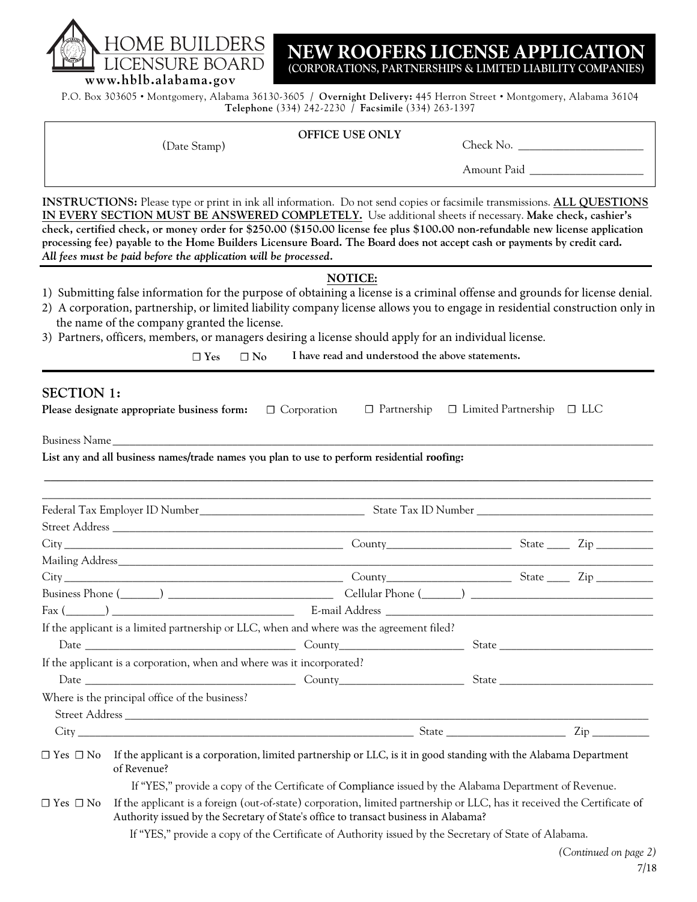HOME BUILDERS LICENSURE BOARD
www.hblb.alabama.gov

# NEW ROOFERS LICENSE APPLICATION
**(CORPORATIONS, PARTNERSHIPS & LIMITED LIABILITY COMPANIES)**

P.O. Box 303605 • Montgomery, Alabama 36130-3605 / **Overnight Delivery:** 445 Herron Street • Montgomery, Alabama 36104
**Telephone** (334) 242-2230 / **Facsimile** (334) 263-1397

| (Date Stamp) | **OFFICE USE ONLY** | Check No. ____________________<br>Amount Paid ____________________ |
|---|---|---|

**INSTRUCTIONS:** Please type or print in ink all information. Do not send copies or facsimile transmissions. **ALL QUESTIONS IN EVERY SECTION MUST BE ANSWERED COMPLETELY.** Use additional sheets if necessary. **Make check, cashier's check, certified check, or money order for $250.00 ($150.00 license fee plus $100.00 non-refundable new license application processing fee) payable to the Home Builders Licensure Board. The Board does not accept cash or payments by credit card.** ***All fees must be paid before the application will be processed.***

**NOTICE:**

1) Submitting false information for the purpose of obtaining a license is a criminal offense and grounds for license denial.
2) A corporation, partnership, or limited liability company license allows you to engage in residential construction only in the name of the company granted the license.
3) Partners, officers, members, or managers desiring a license should apply for an individual license.

☐ Yes ☐ No **I have read and understood the above statements.**

## SECTION 1:

**Please designate appropriate business form:** ☐ Corporation ☐ Partnership ☐ Limited Partnership ☐ LLC

Business Name ____________________________________________

**List any and all business names/trade names you plan to use to perform residential roofing:**

____________________________________________

____________________________________________

Federal Tax Employer ID Number ____________________ State Tax ID Number ____________________

Street Address ____________________________________________

City ____________________ County ____________________ State ____ Zip ________

Mailing Address ____________________________________________

City ____________________ County ____________________ State ____ Zip ________

Business Phone (______) ____________________ Cellular Phone (______) ____________________

Fax (______) ____________________ E-mail Address ____________________

If the applicant is a limited partnership or LLC, when and where was the agreement filed?

Date ____________________ County ____________________ State ____________________

If the applicant is a corporation, when and where was it incorporated?

Date ____________________ County ____________________ State ____________________

Where is the principal office of the business?

Street Address ____________________________________________

City ____________________ State ____________________ Zip ________

☐ Yes ☐ No If the applicant is a corporation, limited partnership or LLC, is it in good standing with the Alabama Department of Revenue?

If "YES," provide a copy of the Certificate of Compliance issued by the Alabama Department of Revenue.

☐ Yes ☐ No If the applicant is a foreign (out-of-state) corporation, limited partnership or LLC, has it received the Certificate of Authority issued by the Secretary of State's office to transact business in Alabama?

If "YES," provide a copy of the Certificate of Authority issued by the Secretary of State of Alabama.

*(Continued on page 2)*

7/18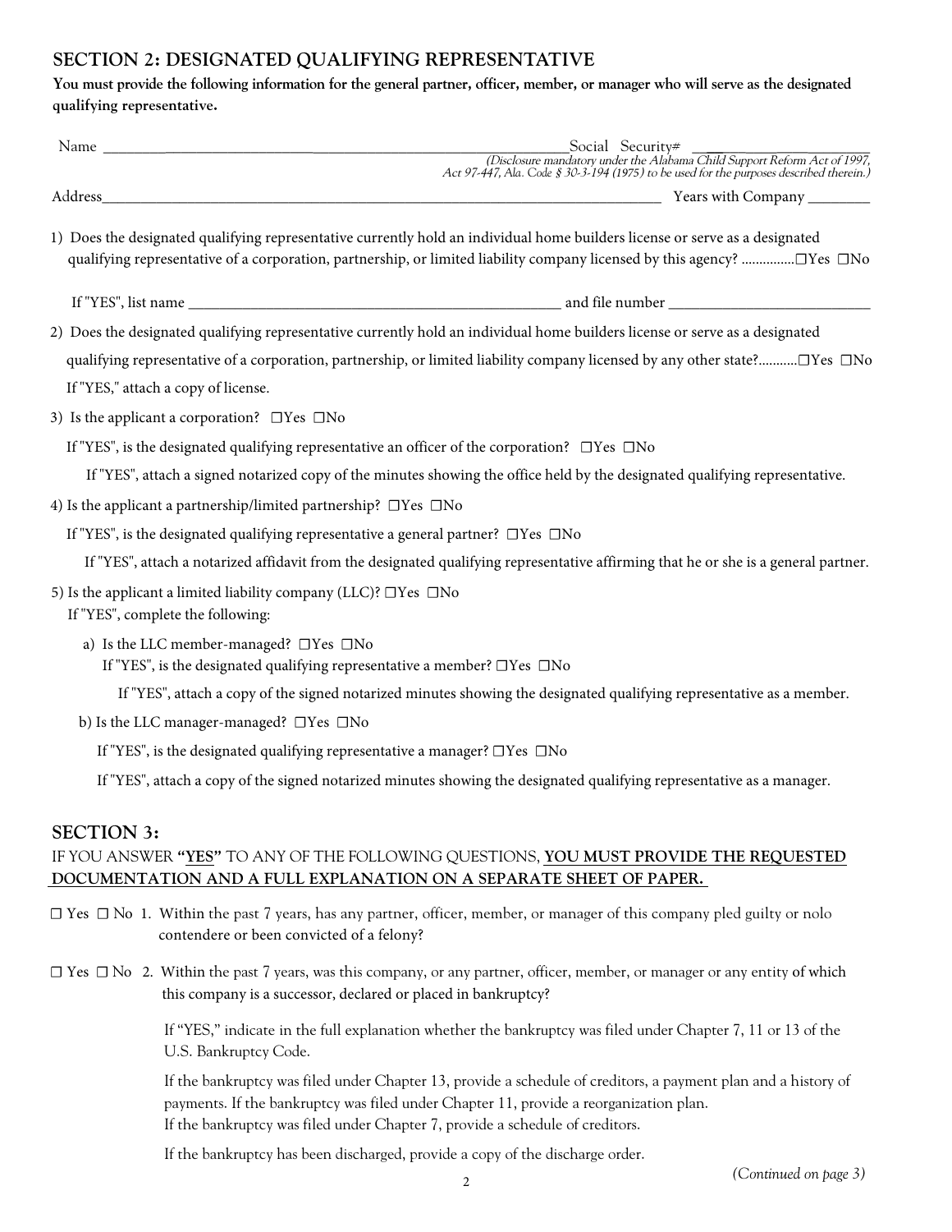## SECTION 2: DESIGNATED QUALIFYING REPRESENTATIVE

**You must provide the following information for the general partner, officer, member, or manager who will serve as the designated qualifying representative.**

Name ____________________________________________ Social Security# ______________________
*(Disclosure mandatory under the Alabama Child Support Reform Act of 1997, Act 97-447, Ala. Code § 30-3-194 (1975) to be used for the purposes described therein.)*

Address__________________________________________________ Years with Company ________

1) Does the designated qualifying representative currently hold an individual home builders license or serve as a designated qualifying representative of a corporation, partnership, or limited liability company licensed by this agency? ...............☐Yes ☐No

   If "YES", list name ______________________________ and file number ____________________

2) Does the designated qualifying representative currently hold an individual home builders license or serve as a designated qualifying representative of a corporation, partnership, or limited liability company licensed by any other state?...........☐Yes ☐No

   If "YES," attach a copy of license.

3) Is the applicant a corporation? ☐Yes ☐No

   If "YES", is the designated qualifying representative an officer of the corporation? ☐Yes ☐No

   If "YES", attach a signed notarized copy of the minutes showing the office held by the designated qualifying representative.

4) Is the applicant a partnership/limited partnership? ☐Yes ☐No

   If "YES", is the designated qualifying representative a general partner? ☐Yes ☐No

   If "YES", attach a notarized affidavit from the designated qualifying representative affirming that he or she is a general partner.

5) Is the applicant a limited liability company (LLC)? ☐Yes ☐No

   If "YES", complete the following:

   a) Is the LLC member-managed? ☐Yes ☐No

      If "YES", is the designated qualifying representative a member? ☐Yes ☐No

      If "YES", attach a copy of the signed notarized minutes showing the designated qualifying representative as a member.

   b) Is the LLC manager-managed? ☐Yes ☐No

      If "YES", is the designated qualifying representative a manager? ☐Yes ☐No

      If "YES", attach a copy of the signed notarized minutes showing the designated qualifying representative as a manager.

## SECTION 3:

IF YOU ANSWER **"YES"** TO ANY OF THE FOLLOWING QUESTIONS, **YOU MUST PROVIDE THE REQUESTED DOCUMENTATION AND A FULL EXPLANATION ON A SEPARATE SHEET OF PAPER.**

☐ Yes ☐ No 1. Within the past 7 years, has any partner, officer, member, or manager of this company pled guilty or nolo contendere or been convicted of a felony?

☐ Yes ☐ No 2. Within the past 7 years, was this company, or any partner, officer, member, or manager or any entity of which this company is a successor, declared or placed in bankruptcy?

If "YES," indicate in the full explanation whether the bankruptcy was filed under Chapter 7, 11 or 13 of the U.S. Bankruptcy Code.

If the bankruptcy was filed under Chapter 13, provide a schedule of creditors, a payment plan and a history of payments. If the bankruptcy was filed under Chapter 11, provide a reorganization plan.
If the bankruptcy was filed under Chapter 7, provide a schedule of creditors.

If the bankruptcy has been discharged, provide a copy of the discharge order.

*(Continued on page 3)*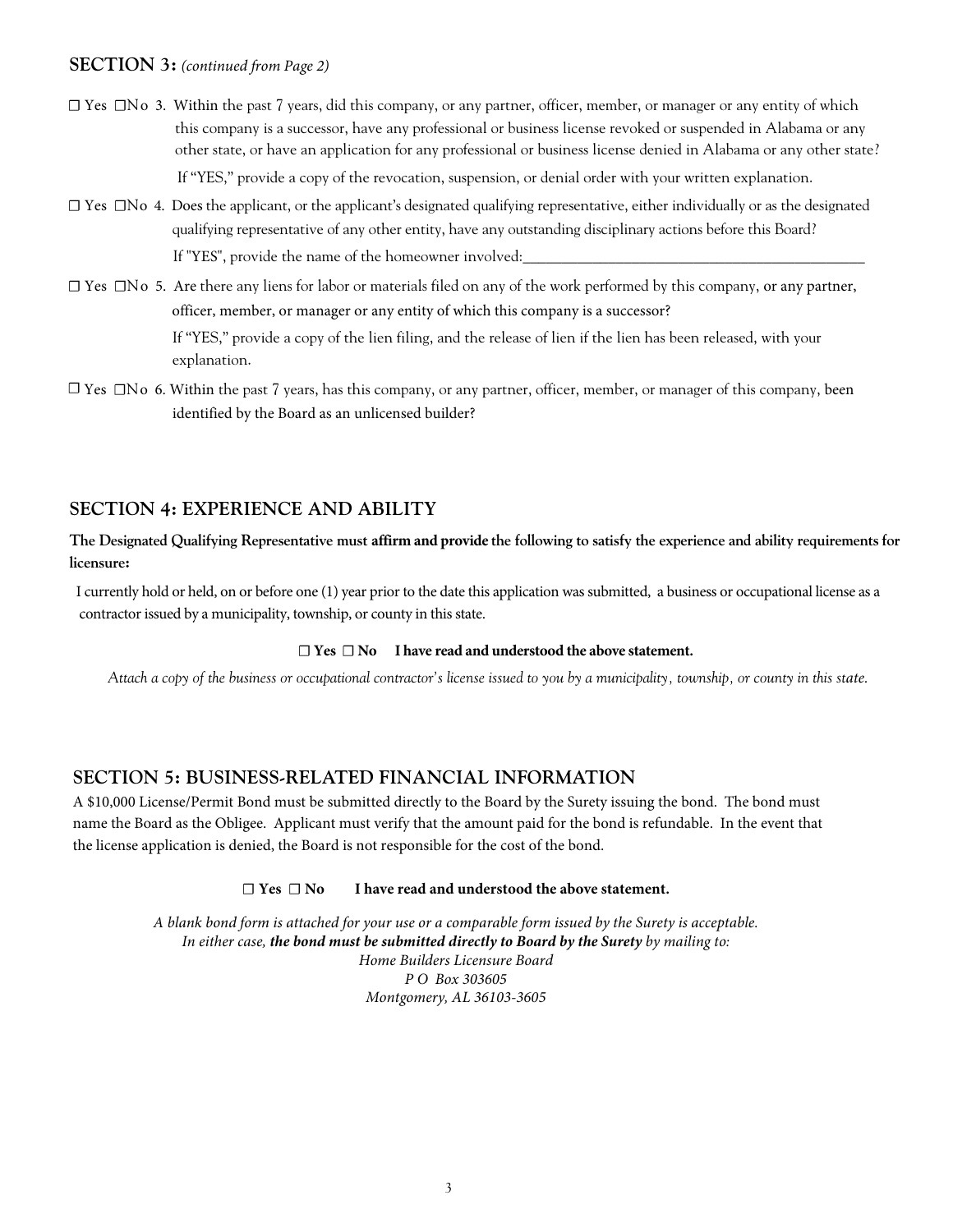## SECTION 3: *(continued from Page 2)*

☐ Yes ☐No 3. Within the past 7 years, did this company, or any partner, officer, member, or manager or any entity of which this company is a successor, have any professional or business license revoked or suspended in Alabama or any other state, or have an application for any professional or business license denied in Alabama or any other state?

If "YES," provide a copy of the revocation, suspension, or denial order with your written explanation.

☐ Yes ☐No 4. Does the applicant, or the applicant's designated qualifying representative, either individually or as the designated qualifying representative of any other entity, have any outstanding disciplinary actions before this Board?

If "YES", provide the name of the homeowner involved:_______________________________________________

☐ Yes ☐No 5. Are there any liens for labor or materials filed on any of the work performed by this company, or any partner, officer, member, or manager or any entity of which this company is a successor?

If "YES," provide a copy of the lien filing, and the release of lien if the lien has been released, with your explanation.

☐ Yes ☐No 6. Within the past 7 years, has this company, or any partner, officer, member, or manager of this company, been identified by the Board as an unlicensed builder?

## SECTION 4: EXPERIENCE AND ABILITY

**The Designated Qualifying Representative must affirm and provide the following to satisfy the experience and ability requirements for licensure:**

I currently hold or held, on or before one (1) year prior to the date this application was submitted, a business or occupational license as a contractor issued by a municipality, township, or county in this state.

**☐ Yes ☐ No I have read and understood the above statement.**

*Attach a copy of the business or occupational contractor's license issued to you by a municipality, township, or county in this state.*

## SECTION 5: BUSINESS-RELATED FINANCIAL INFORMATION

A $10,000 License/Permit Bond must be submitted directly to the Board by the Surety issuing the bond. The bond must name the Board as the Obligee. Applicant must verify that the amount paid for the bond is refundable. In the event that the license application is denied, the Board is not responsible for the cost of the bond.

**☐ Yes ☐ No I have read and understood the above statement.**

*A blank bond form is attached for your use or a comparable form issued by the Surety is acceptable.*
*In either case, **the bond must be submitted directly to Board by the Surety** by mailing to:*
*Home Builders Licensure Board*
*P O Box 303605*
*Montgomery, AL 36103-3605*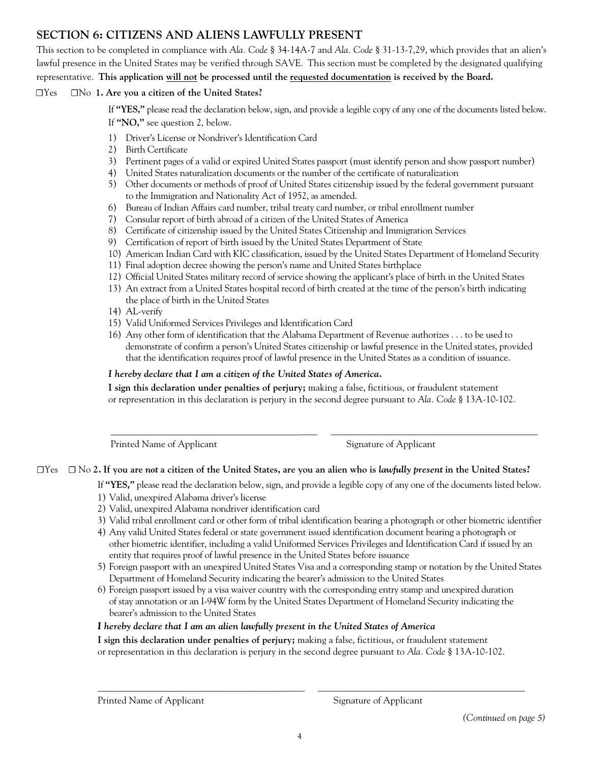## SECTION 6: CITIZENS AND ALIENS LAWFULLY PRESENT

This section to be completed in compliance with *Ala. Code* § 34-14A-7 and *Ala. Code* § 31-13-7,29, which provides that an alien's lawful presence in the United States may be verified through SAVE. This section must be completed by the designated qualifying representative. **This application <u>will not</u> be processed until the <u>requested documentation</u> is received by the Board.**

☐Yes ☐No **1. Are you a citizen of the United States?**

If **"YES,"** please read the declaration below, sign, and provide a legible copy of any one of the documents listed below. If **"NO,"** see question 2, below.

1) Driver's License or Nondriver's Identification Card
2) Birth Certificate
3) Pertinent pages of a valid or expired United States passport (must identify person and show passport number)
4) United States naturalization documents or the number of the certificate of naturalization
5) Other documents or methods of proof of United States citizenship issued by the federal government pursuant to the Immigration and Nationality Act of 1952, as amended.
6) Bureau of Indian Affairs card number, tribal treaty card number, or tribal enrollment number
7) Consular report of birth abroad of a citizen of the United States of America
8) Certificate of citizenship issued by the United States Citizenship and Immigration Services
9) Certification of report of birth issued by the United States Department of State
10) American Indian Card with KIC classification, issued by the United States Department of Homeland Security
11) Final adoption decree showing the person's name and United States birthplace
12) Official United States military record of service showing the applicant's place of birth in the United States
13) An extract from a United States hospital record of birth created at the time of the person's birth indicating the place of birth in the United States
14) AL-verify
15) Valid Uniformed Services Privileges and Identification Card
16) Any other form of identification that the Alabama Department of Revenue authorizes . . . to be used to demonstrate of confirm a person's United States citizenship or lawful presence in the United states, provided that the identification requires proof of lawful presence in the United States as a condition of issuance.

***I hereby declare that I am a citizen of the United States of America.***

**I sign this declaration under penalties of perjury;** making a false, fictitious, or fraudulent statement or representation in this declaration is perjury in the second degree pursuant to *Ala. Code* § 13A-10-102.

_______________________________ _______________________________

Printed Name of Applicant Signature of Applicant

☐Yes ☐ No **2. If you are *not* a citizen of the United States, are you an alien who is *lawfully present* in the United States?**

If **"YES,"** please read the declaration below, sign, and provide a legible copy of any one of the documents listed below.

1) Valid, unexpired Alabama driver's license
2) Valid, unexpired Alabama nondriver identification card
3) Valid tribal enrollment card or other form of tribal identification bearing a photograph or other biometric identifier
4) Any valid United States federal or state government issued identification document bearing a photograph or other biometric identifier, including a valid Uniformed Services Privileges and Identification Card if issued by an entity that requires proof of lawful presence in the United States before issuance
5) Foreign passport with an unexpired United States Visa and a corresponding stamp or notation by the United States Department of Homeland Security indicating the bearer's admission to the United States
6) Foreign passport issued by a visa waiver country with the corresponding entry stamp and unexpired duration of stay annotation or an I-94W form by the United States Department of Homeland Security indicating the bearer's admission to the United States

***I hereby declare that I am an alien lawfully present in the United States of America***

**I sign this declaration under penalties of perjury;** making a false, fictitious, or fraudulent statement or representation in this declaration is perjury in the second degree pursuant to *Ala. Code* § 13A-10-102.

_______________________________ _______________________________

Printed Name of Applicant Signature of Applicant

*(Continued on page 5)*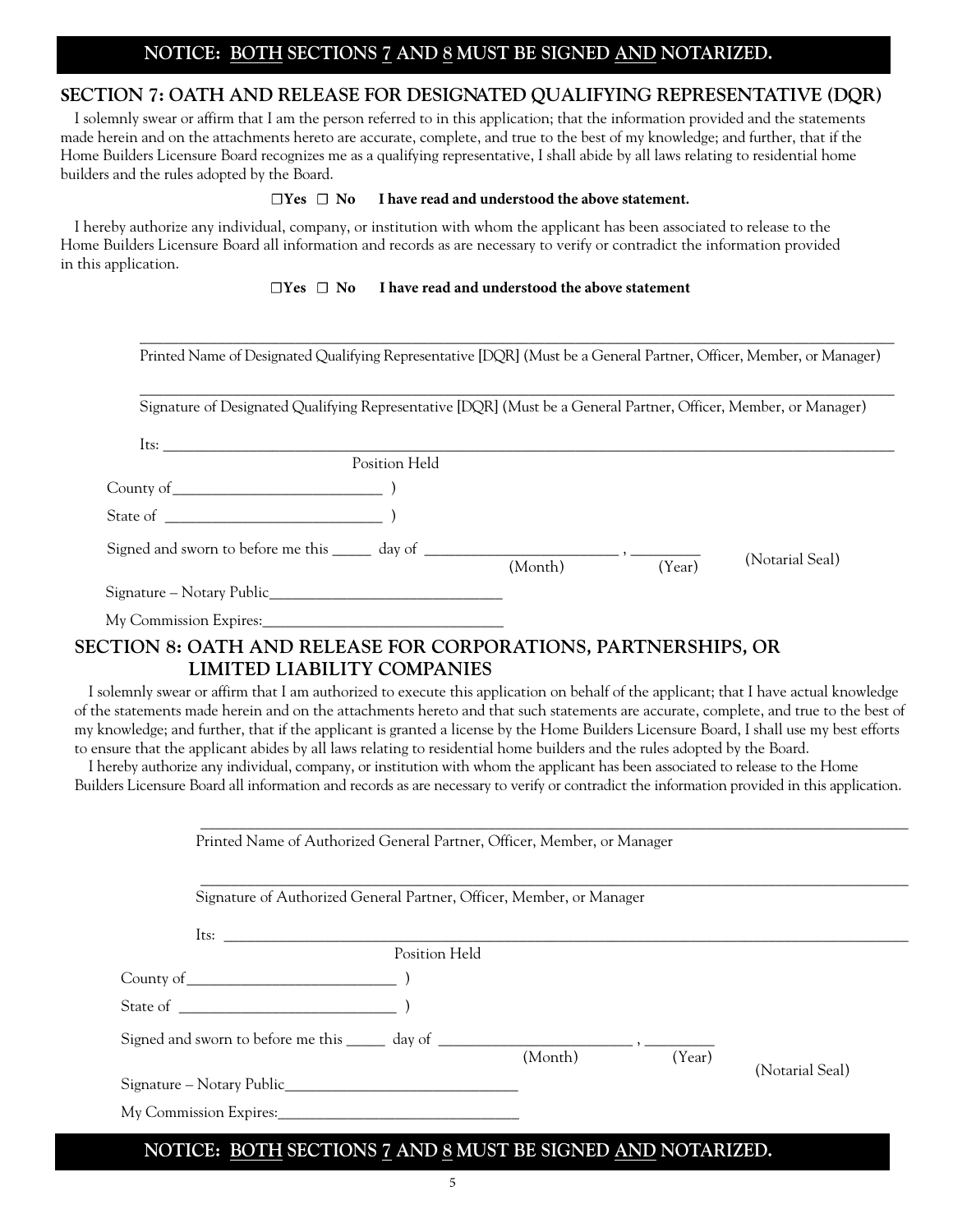**NOTICE: BOTH SECTIONS 7 AND 8 MUST BE SIGNED AND NOTARIZED.**

## SECTION 7: OATH AND RELEASE FOR DESIGNATED QUALIFYING REPRESENTATIVE (DQR)

I solemnly swear or affirm that I am the person referred to in this application; that the information provided and the statements made herein and on the attachments hereto are accurate, complete, and true to the best of my knowledge; and further, that if the Home Builders Licensure Board recognizes me as a qualifying representative, I shall abide by all laws relating to residential home builders and the rules adopted by the Board.

☐Yes ☐ No **I have read and understood the above statement.**

I hereby authorize any individual, company, or institution with whom the applicant has been associated to release to the Home Builders Licensure Board all information and records as are necessary to verify or contradict the information provided in this application.

☐Yes ☐ No **I have read and understood the above statement**

______________________________________________
Printed Name of Designated Qualifying Representative [DQR] (Must be a General Partner, Officer, Member, or Manager)

______________________________________________
Signature of Designated Qualifying Representative [DQR] (Must be a General Partner, Officer, Member, or Manager)

Its: ______________________________________________
Position Held

County of__________________________ )

State of __________________________ )

Signed and sworn to before me this _____ day of _________________________ , _________
(Month) (Year)

(Notarial Seal)

Signature – Notary Public_____________________________

My Commission Expires:_____________________________

## SECTION 8: OATH AND RELEASE FOR CORPORATIONS, PARTNERSHIPS, OR LIMITED LIABILITY COMPANIES

I solemnly swear or affirm that I am authorized to execute this application on behalf of the applicant; that I have actual knowledge of the statements made herein and on the attachments hereto and that such statements are accurate, complete, and true to the best of my knowledge; and further, that if the applicant is granted a license by the Home Builders Licensure Board, I shall use my best efforts to ensure that the applicant abides by all laws relating to residential home builders and the rules adopted by the Board.

I hereby authorize any individual, company, or institution with whom the applicant has been associated to release to the Home Builders Licensure Board all information and records as are necessary to verify or contradict the information provided in this application.

______________________________________________
Printed Name of Authorized General Partner, Officer, Member, or Manager

______________________________________________
Signature of Authorized General Partner, Officer, Member, or Manager

Its: ______________________________________________
Position Held

County of__________________________ )

State of __________________________ )

Signed and sworn to before me this _____ day of _________________________ , _________
(Month) (Year)

(Notarial Seal)

Signature – Notary Public_____________________________

My Commission Expires:_____________________________

**NOTICE: BOTH SECTIONS 7 AND 8 MUST BE SIGNED AND NOTARIZED.**